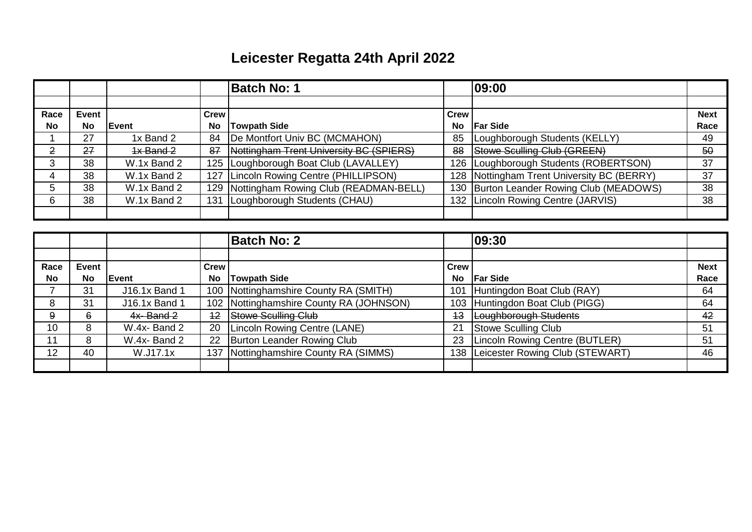# Leicester Regatta 24th April 2022

| Race No | Event No | Event | Crew No | Towpath Side | Crew No | Far Side | Next Race |
|---|---|---|---|---|---|---|---|
| | | | | **Batch No: 1** | | **09:00** | |
| 1 | 27 | 1x Band 2 | 84 | De Montfort Univ BC (MCMAHON) | 85 | Loughborough Students (KELLY) | 49 |
| ~~2~~ | ~~27~~ | ~~1x Band 2~~ | ~~87~~ | ~~Nottingham Trent University BC (SPIERS)~~ | ~~88~~ | ~~Stowe Sculling Club (GREEN)~~ | ~~50~~ |
| 3 | 38 | W.1x Band 2 | 125 | Loughborough Boat Club (LAVALLEY) | 126 | Loughborough Students (ROBERTSON) | 37 |
| 4 | 38 | W.1x Band 2 | 127 | Lincoln Rowing Centre (PHILLIPSON) | 128 | Nottingham Trent University BC (BERRY) | 37 |
| 5 | 38 | W.1x Band 2 | 129 | Nottingham Rowing Club (READMAN-BELL) | 130 | Burton Leander Rowing Club (MEADOWS) | 38 |
| 6 | 38 | W.1x Band 2 | 131 | Loughborough Students (CHAU) | 132 | Lincoln Rowing Centre (JARVIS) | 38 |

| Race No | Event No | Event | Crew No | Towpath Side | Crew No | Far Side | Next Race |
|---|---|---|---|---|---|---|---|
| | | | | **Batch No: 2** | | **09:30** | |
| 7 | 31 | J16.1x Band 1 | 100 | Nottinghamshire County RA (SMITH) | 101 | Huntingdon Boat Club (RAY) | 64 |
| 8 | 31 | J16.1x Band 1 | 102 | Nottinghamshire County RA (JOHNSON) | 103 | Huntingdon Boat Club (PIGG) | 64 |
| ~~9~~ | ~~6~~ | ~~4x- Band 2~~ | ~~12~~ | ~~Stowe Sculling Club~~ | ~~13~~ | ~~Loughborough Students~~ | ~~42~~ |
| 10 | 8 | W.4x- Band 2 | 20 | Lincoln Rowing Centre (LANE) | 21 | Stowe Sculling Club | 51 |
| 11 | 8 | W.4x- Band 2 | 22 | Burton Leander Rowing Club | 23 | Lincoln Rowing Centre (BUTLER) | 51 |
| 12 | 40 | W.J17.1x | 137 | Nottinghamshire County RA (SIMMS) | 138 | Leicester Rowing Club (STEWART) | 46 |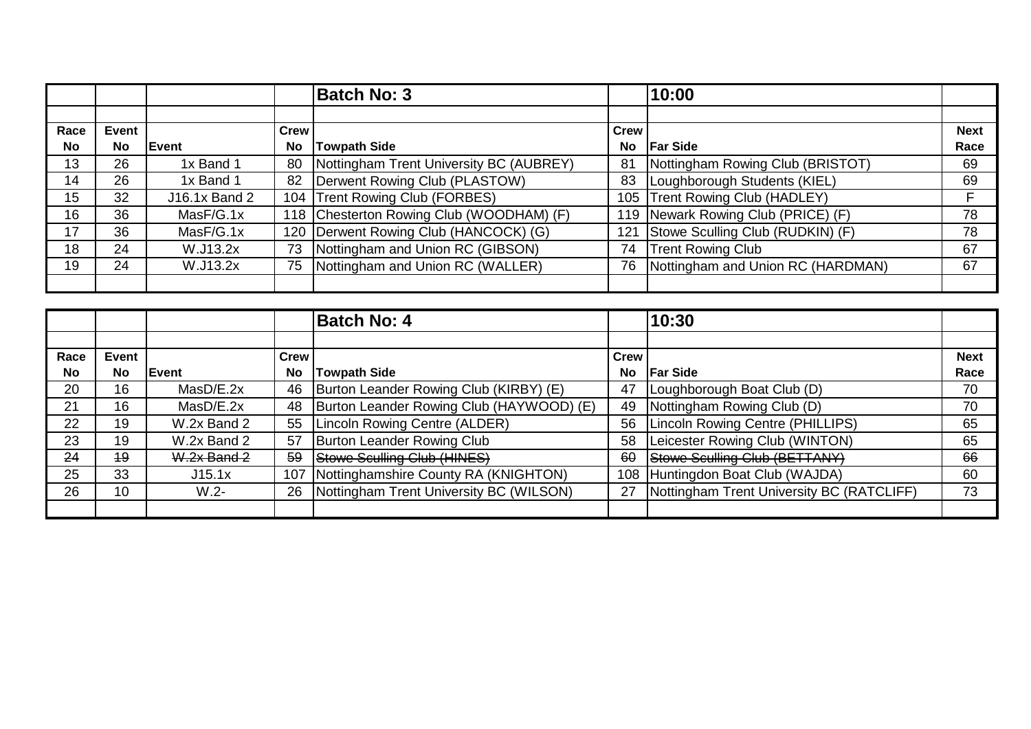| Race No | Event No | Event | Crew No | Towpath Side | Crew No | Far Side | Next Race |
|---|---|---|---|---|---|---|---|
| | | | | **Batch No: 3** | | **10:00** | |
| 13 | 26 | 1x Band 1 | 80 | Nottingham Trent University BC (AUBREY) | 81 | Nottingham Rowing Club (BRISTOT) | 69 |
| 14 | 26 | 1x Band 1 | 82 | Derwent Rowing Club (PLASTOW) | 83 | Loughborough Students (KIEL) | 69 |
| 15 | 32 | J16.1x Band 2 | 104 | Trent Rowing Club (FORBES) | 105 | Trent Rowing Club (HADLEY) | F |
| 16 | 36 | MasF/G.1x | 118 | Chesterton Rowing Club (WOODHAM) (F) | 119 | Newark Rowing Club (PRICE) (F) | 78 |
| 17 | 36 | MasF/G.1x | 120 | Derwent Rowing Club (HANCOCK) (G) | 121 | Stowe Sculling Club (RUDKIN) (F) | 78 |
| 18 | 24 | W.J13.2x | 73 | Nottingham and Union RC (GIBSON) | 74 | Trent Rowing Club | 67 |
| 19 | 24 | W.J13.2x | 75 | Nottingham and Union RC (WALLER) | 76 | Nottingham and Union RC (HARDMAN) | 67 |

| Race No | Event No | Event | Crew No | Towpath Side | Crew No | Far Side | Next Race |
|---|---|---|---|---|---|---|---|
| | | | | **Batch No: 4** | | **10:30** | |
| 20 | 16 | MasD/E.2x | 46 | Burton Leander Rowing Club (KIRBY) (E) | 47 | Loughborough Boat Club (D) | 70 |
| 21 | 16 | MasD/E.2x | 48 | Burton Leander Rowing Club (HAYWOOD) (E) | 49 | Nottingham Rowing Club (D) | 70 |
| 22 | 19 | W.2x Band 2 | 55 | Lincoln Rowing Centre (ALDER) | 56 | Lincoln Rowing Centre (PHILLIPS) | 65 |
| 23 | 19 | W.2x Band 2 | 57 | Burton Leander Rowing Club | 58 | Leicester Rowing Club (WINTON) | 65 |
| ~~24~~ | ~~19~~ | ~~W.2x Band 2~~ | ~~59~~ | ~~Stowe Sculling Club (HINES)~~ | ~~60~~ | ~~Stowe Sculling Club (BETTANY)~~ | ~~66~~ |
| 25 | 33 | J15.1x | 107 | Nottinghamshire County RA (KNIGHTON) | 108 | Huntingdon Boat Club (WAJDA) | 60 |
| 26 | 10 | W.2- | 26 | Nottingham Trent University BC (WILSON) | 27 | Nottingham Trent University BC (RATCLIFF) | 73 |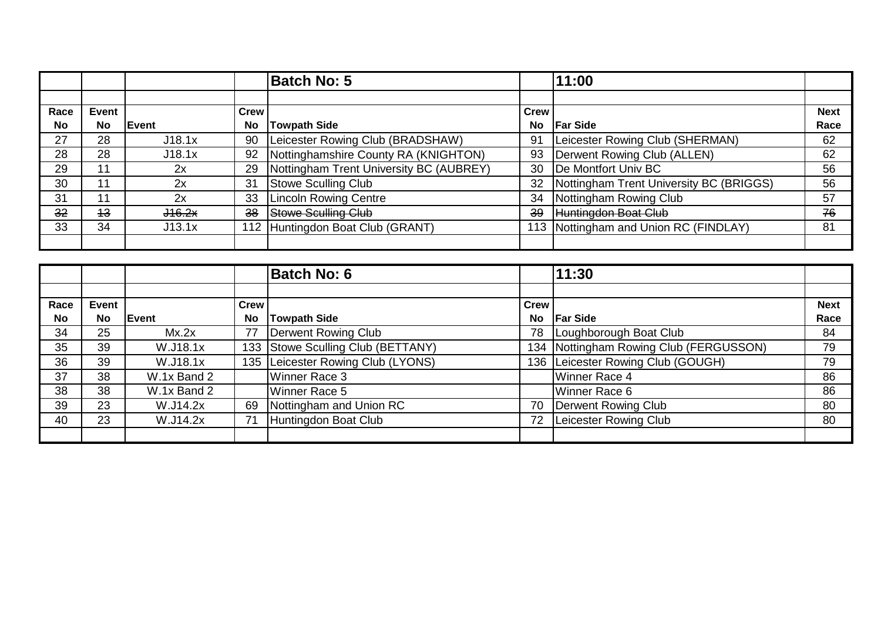| | | | | Batch No: 5 | | 11:00 | |
|---|---|---|---|---|---|---|---|
| | | | | | | | |
| Race No | Event No | Event | Crew No | Towpath Side | Crew No | Far Side | Next Race |
| 27 | 28 | J18.1x | 90 | Leicester Rowing Club (BRADSHAW) | 91 | Leicester Rowing Club (SHERMAN) | 62 |
| 28 | 28 | J18.1x | 92 | Nottinghamshire County RA (KNIGHTON) | 93 | Derwent Rowing Club (ALLEN) | 62 |
| 29 | 11 | 2x | 29 | Nottingham Trent University BC (AUBREY) | 30 | De Montfort Univ BC | 56 |
| 30 | 11 | 2x | 31 | Stowe Sculling Club | 32 | Nottingham Trent University BC (BRIGGS) | 56 |
| 31 | 11 | 2x | 33 | Lincoln Rowing Centre | 34 | Nottingham Rowing Club | 57 |
| ~~32~~ | ~~13~~ | ~~J16.2x~~ | ~~38~~ | ~~Stowe Sculling Club~~ | ~~39~~ | ~~Huntingdon Boat Club~~ | ~~76~~ |
| 33 | 34 | J13.1x | 112 | Huntingdon Boat Club (GRANT) | 113 | Nottingham and Union RC (FINDLAY) | 81 |
| | | | | | | | |

| | | | | Batch No: 6 | | 11:30 | |
|---|---|---|---|---|---|---|---|
| | | | | | | | |
| Race No | Event No | Event | Crew No | Towpath Side | Crew No | Far Side | Next Race |
| 34 | 25 | Mx.2x | 77 | Derwent Rowing Club | 78 | Loughborough Boat Club | 84 |
| 35 | 39 | W.J18.1x | 133 | Stowe Sculling Club (BETTANY) | 134 | Nottingham Rowing Club (FERGUSSON) | 79 |
| 36 | 39 | W.J18.1x | 135 | Leicester Rowing Club (LYONS) | 136 | Leicester Rowing Club (GOUGH) | 79 |
| 37 | 38 | W.1x Band 2 | | Winner Race 3 | | Winner Race 4 | 86 |
| 38 | 38 | W.1x Band 2 | | Winner Race 5 | | Winner Race 6 | 86 |
| 39 | 23 | W.J14.2x | 69 | Nottingham and Union RC | 70 | Derwent Rowing Club | 80 |
| 40 | 23 | W.J14.2x | 71 | Huntingdon Boat Club | 72 | Leicester Rowing Club | 80 |
| | | | | | | | |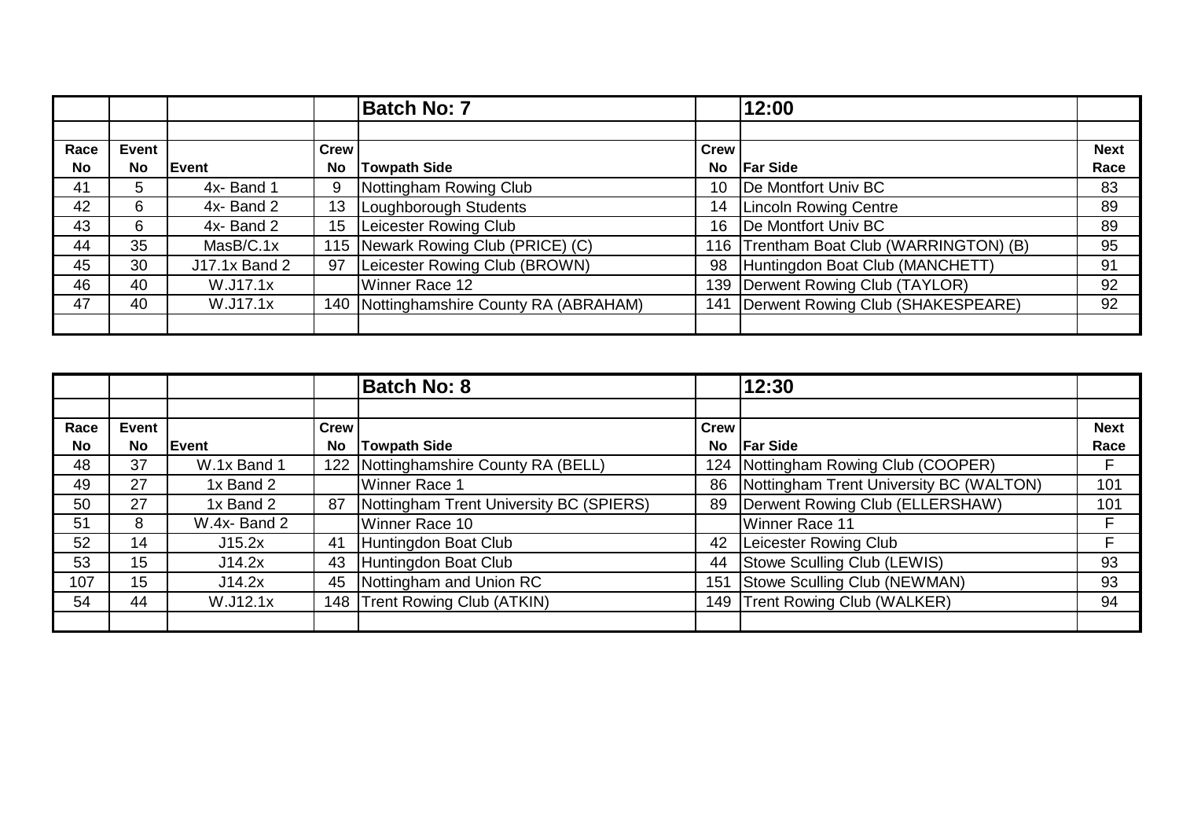| | | | | Batch No: 7 | | 12:00 | |
|---|---|---|---|---|---|---|---|
| | | | | | | | |
| Race No | Event No | Event | Crew No | Towpath Side | Crew No | Far Side | Next Race |
| 41 | 5 | 4x- Band 1 | 9 | Nottingham Rowing Club | 10 | De Montfort Univ BC | 83 |
| 42 | 6 | 4x- Band 2 | 13 | Loughborough Students | 14 | Lincoln Rowing Centre | 89 |
| 43 | 6 | 4x- Band 2 | 15 | Leicester Rowing Club | 16 | De Montfort Univ BC | 89 |
| 44 | 35 | MasB/C.1x | 115 | Newark Rowing Club (PRICE) (C) | 116 | Trentham Boat Club (WARRINGTON) (B) | 95 |
| 45 | 30 | J17.1x Band 2 | 97 | Leicester Rowing Club (BROWN) | 98 | Huntingdon Boat Club (MANCHETT) | 91 |
| 46 | 40 | W.J17.1x | | Winner Race 12 | 139 | Derwent Rowing Club (TAYLOR) | 92 |
| 47 | 40 | W.J17.1x | 140 | Nottinghamshire County RA (ABRAHAM) | 141 | Derwent Rowing Club (SHAKESPEARE) | 92 |
| | | | | | | | |

| | | | | Batch No: 8 | | 12:30 | |
|---|---|---|---|---|---|---|---|
| | | | | | | | |
| Race No | Event No | Event | Crew No | Towpath Side | Crew No | Far Side | Next Race |
| 48 | 37 | W.1x Band 1 | 122 | Nottinghamshire County RA (BELL) | 124 | Nottingham Rowing Club (COOPER) | F |
| 49 | 27 | 1x Band 2 | | Winner Race 1 | 86 | Nottingham Trent University BC (WALTON) | 101 |
| 50 | 27 | 1x Band 2 | 87 | Nottingham Trent University BC (SPIERS) | 89 | Derwent Rowing Club (ELLERSHAW) | 101 |
| 51 | 8 | W.4x- Band 2 | | Winner Race 10 | | Winner Race 11 | F |
| 52 | 14 | J15.2x | 41 | Huntingdon Boat Club | 42 | Leicester Rowing Club | F |
| 53 | 15 | J14.2x | 43 | Huntingdon Boat Club | 44 | Stowe Sculling Club (LEWIS) | 93 |
| 107 | 15 | J14.2x | 45 | Nottingham and Union RC | 151 | Stowe Sculling Club (NEWMAN) | 93 |
| 54 | 44 | W.J12.1x | 148 | Trent Rowing Club (ATKIN) | 149 | Trent Rowing Club (WALKER) | 94 |
| | | | | | | | |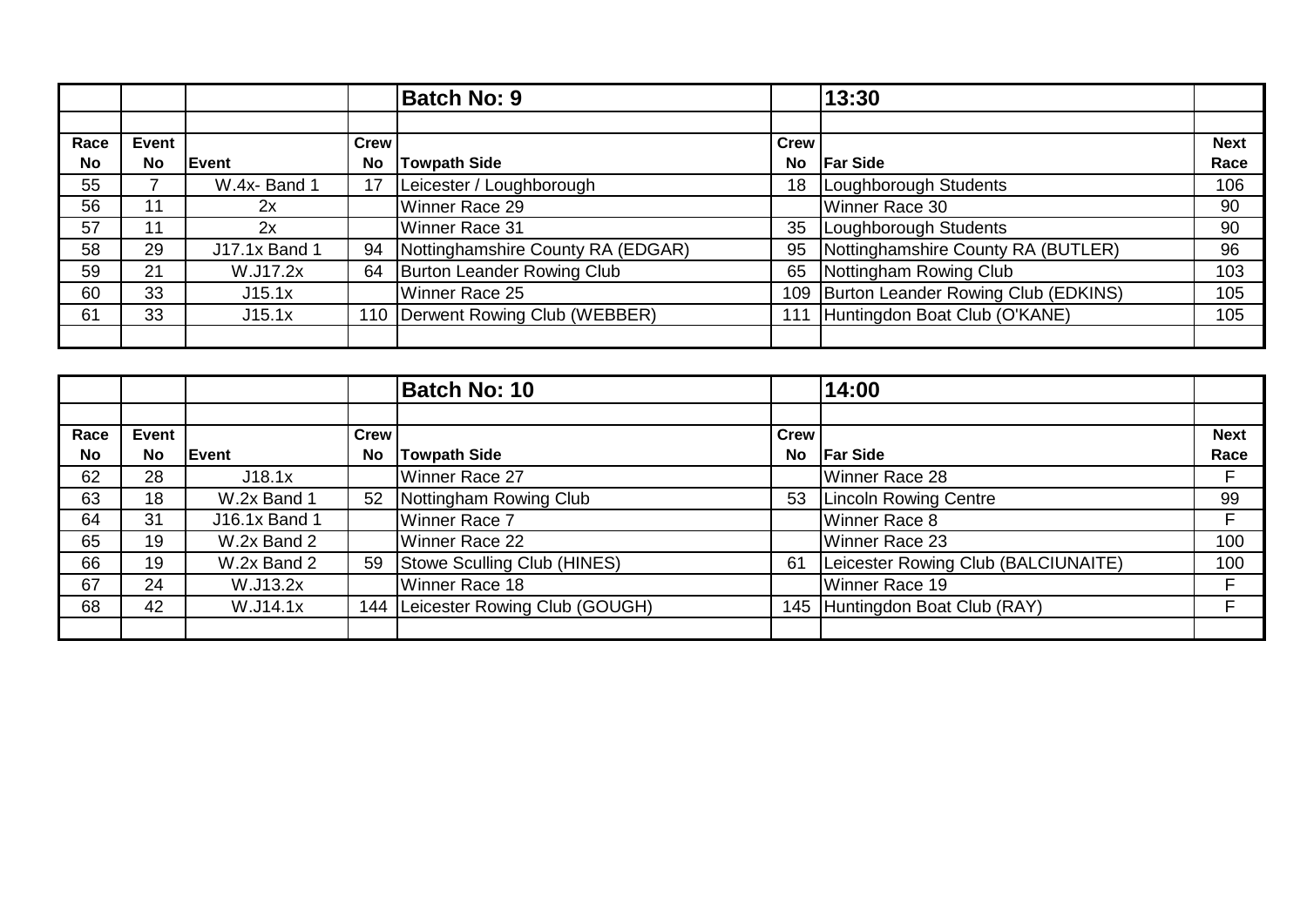| | | | | **Batch No: 9** | | **13:30** | |
|---|---|---|---|---|---|---|---|
| | | | | | | | |
| **Race No** | **Event No** | **Event** | **Crew No** | **Towpath Side** | **Crew No** | **Far Side** | **Next Race** |
| 55 | 7 | W.4x- Band 1 | 17 | Leicester / Loughborough | 18 | Loughborough Students | 106 |
| 56 | 11 | 2x | | Winner Race 29 | | Winner Race 30 | 90 |
| 57 | 11 | 2x | | Winner Race 31 | 35 | Loughborough Students | 90 |
| 58 | 29 | J17.1x Band 1 | 94 | Nottinghamshire County RA (EDGAR) | 95 | Nottinghamshire County RA (BUTLER) | 96 |
| 59 | 21 | W.J17.2x | 64 | Burton Leander Rowing Club | 65 | Nottingham Rowing Club | 103 |
| 60 | 33 | J15.1x | | Winner Race 25 | 109 | Burton Leander Rowing Club (EDKINS) | 105 |
| 61 | 33 | J15.1x | 110 | Derwent Rowing Club (WEBBER) | 111 | Huntingdon Boat Club (O'KANE) | 105 |
| | | | | | | | |

| | | | | **Batch No: 10** | | **14:00** | |
|---|---|---|---|---|---|---|---|
| | | | | | | | |
| **Race No** | **Event No** | **Event** | **Crew No** | **Towpath Side** | **Crew No** | **Far Side** | **Next Race** |
| 62 | 28 | J18.1x | | Winner Race 27 | | Winner Race 28 | F |
| 63 | 18 | W.2x Band 1 | 52 | Nottingham Rowing Club | 53 | Lincoln Rowing Centre | 99 |
| 64 | 31 | J16.1x Band 1 | | Winner Race 7 | | Winner Race 8 | F |
| 65 | 19 | W.2x Band 2 | | Winner Race 22 | | Winner Race 23 | 100 |
| 66 | 19 | W.2x Band 2 | 59 | Stowe Sculling Club (HINES) | 61 | Leicester Rowing Club (BALCIUNAITE) | 100 |
| 67 | 24 | W.J13.2x | | Winner Race 18 | | Winner Race 19 | F |
| 68 | 42 | W.J14.1x | 144 | Leicester Rowing Club (GOUGH) | 145 | Huntingdon Boat Club (RAY) | F |
| | | | | | | | |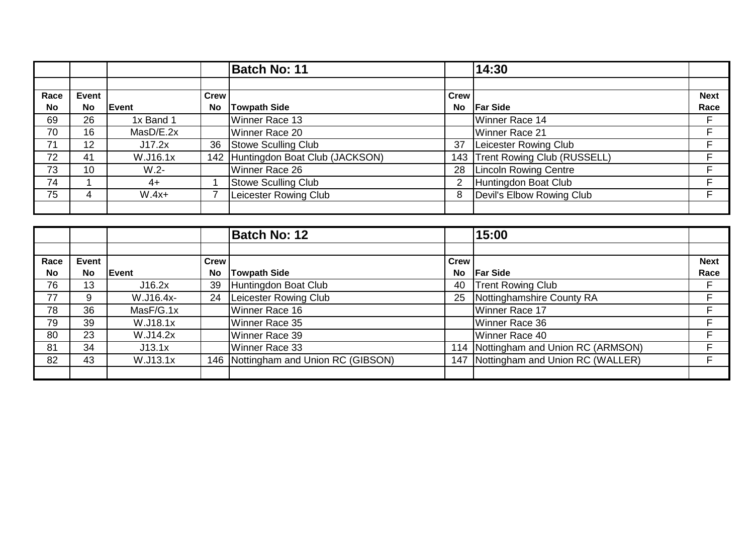| | | | | Batch No: 11 | | 14:30 | |
|---|---|---|---|---|---|---|---|
| | | | | | | | |
| Race No | Event No | Event | Crew No | Towpath Side | Crew No | Far Side | Next Race |
| 69 | 26 | 1x Band 1 | | Winner Race 13 | | Winner Race 14 | F |
| 70 | 16 | MasD/E.2x | | Winner Race 20 | | Winner Race 21 | F |
| 71 | 12 | J17.2x | 36 | Stowe Sculling Club | 37 | Leicester Rowing Club | F |
| 72 | 41 | W.J16.1x | 142 | Huntingdon Boat Club (JACKSON) | 143 | Trent Rowing Club (RUSSELL) | F |
| 73 | 10 | W.2- | | Winner Race 26 | 28 | Lincoln Rowing Centre | F |
| 74 | 1 | 4+ | 1 | Stowe Sculling Club | 2 | Huntingdon Boat Club | F |
| 75 | 4 | W.4x+ | 7 | Leicester Rowing Club | 8 | Devil's Elbow Rowing Club | F |
| | | | | | | | |

| | | | | Batch No: 12 | | 15:00 | |
|---|---|---|---|---|---|---|---|
| | | | | | | | |
| Race No | Event No | Event | Crew No | Towpath Side | Crew No | Far Side | Next Race |
| 76 | 13 | J16.2x | 39 | Huntingdon Boat Club | 40 | Trent Rowing Club | F |
| 77 | 9 | W.J16.4x- | 24 | Leicester Rowing Club | 25 | Nottinghamshire County RA | F |
| 78 | 36 | MasF/G.1x | | Winner Race 16 | | Winner Race 17 | F |
| 79 | 39 | W.J18.1x | | Winner Race 35 | | Winner Race 36 | F |
| 80 | 23 | W.J14.2x | | Winner Race 39 | | Winner Race 40 | F |
| 81 | 34 | J13.1x | | Winner Race 33 | 114 | Nottingham and Union RC (ARMSON) | F |
| 82 | 43 | W.J13.1x | 146 | Nottingham and Union RC (GIBSON) | 147 | Nottingham and Union RC (WALLER) | F |
| | | | | | | | |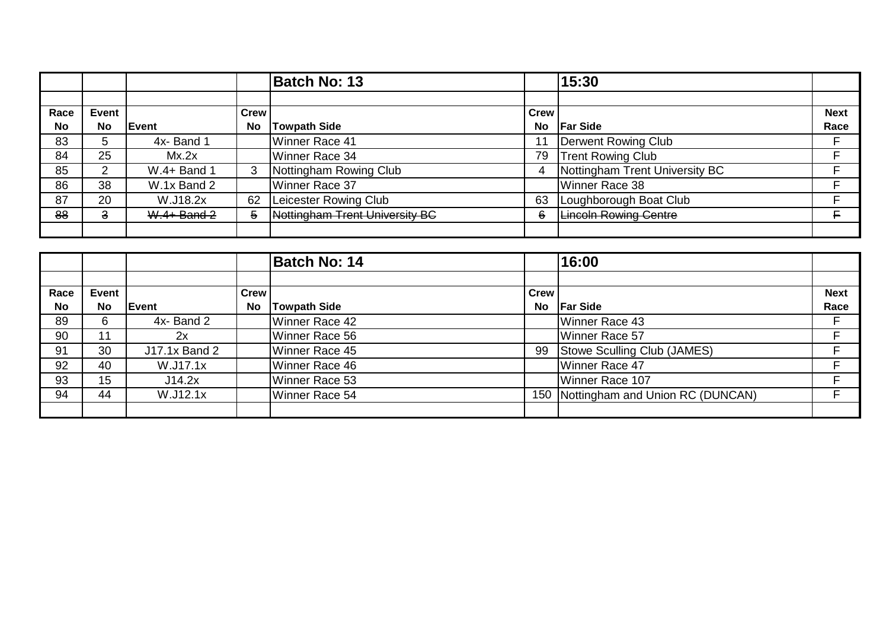| | | | | Batch No: 13 | | 15:30 | |
|---|---|---|---|---|---|---|---|
| | | | | | | | |
| **Race No** | **Event No** | **Event** | **Crew No** | **Towpath Side** | **Crew No** | **Far Side** | **Next Race** |
| 83 | 5 | 4x- Band 1 | | Winner Race 41 | 11 | Derwent Rowing Club | F |
| 84 | 25 | Mx.2x | | Winner Race 34 | 79 | Trent Rowing Club | F |
| 85 | 2 | W.4+ Band 1 | 3 | Nottingham Rowing Club | 4 | Nottingham Trent University BC | F |
| 86 | 38 | W.1x Band 2 | | Winner Race 37 | | Winner Race 38 | F |
| 87 | 20 | W.J18.2x | 62 | Leicester Rowing Club | 63 | Loughborough Boat Club | F |
| ~~88~~ | ~~3~~ | ~~W.4+ Band 2~~ | ~~5~~ | ~~Nottingham Trent University BC~~ | ~~6~~ | ~~Lincoln Rowing Centre~~ | ~~F~~ |
| | | | | | | | |

| | | | | Batch No: 14 | | 16:00 | |
|---|---|---|---|---|---|---|---|
| | | | | | | | |
| **Race No** | **Event No** | **Event** | **Crew No** | **Towpath Side** | **Crew No** | **Far Side** | **Next Race** |
| 89 | 6 | 4x- Band 2 | | Winner Race 42 | | Winner Race 43 | F |
| 90 | 11 | 2x | | Winner Race 56 | | Winner Race 57 | F |
| 91 | 30 | J17.1x Band 2 | | Winner Race 45 | 99 | Stowe Sculling Club (JAMES) | F |
| 92 | 40 | W.J17.1x | | Winner Race 46 | | Winner Race 47 | F |
| 93 | 15 | J14.2x | | Winner Race 53 | | Winner Race 107 | F |
| 94 | 44 | W.J12.1x | | Winner Race 54 | 150 | Nottingham and Union RC (DUNCAN) | F |
| | | | | | | | |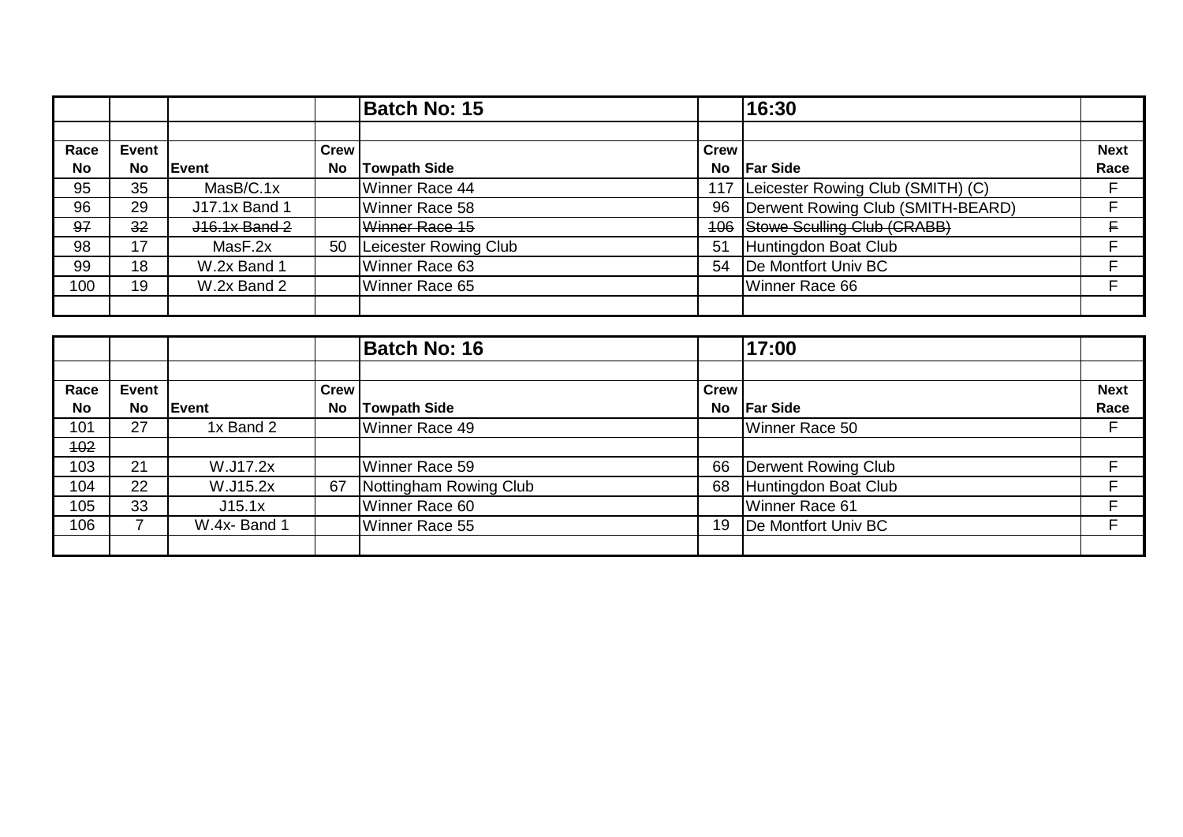| | | | | Batch No: 15 | | 16:30 | |
|---|---|---|---|---|---|---|---|
| | | | | | | | |
| Race No | Event No | Event | Crew No | Towpath Side | Crew No | Far Side | Next Race |
| 95 | 35 | MasB/C.1x | | Winner Race 44 | 117 | Leicester Rowing Club (SMITH) (C) | F |
| 96 | 29 | J17.1x Band 1 | | Winner Race 58 | 96 | Derwent Rowing Club (SMITH-BEARD) | F |
| ~~97~~ | ~~32~~ | ~~J16.1x Band 2~~ | | ~~Winner Race 15~~ | ~~106~~ | ~~Stowe Sculling Club (CRABB)~~ | ~~F~~ |
| 98 | 17 | MasF.2x | 50 | Leicester Rowing Club | 51 | Huntingdon Boat Club | F |
| 99 | 18 | W.2x Band 1 | | Winner Race 63 | 54 | De Montfort Univ BC | F |
| 100 | 19 | W.2x Band 2 | | Winner Race 65 | | Winner Race 66 | F |
| | | | | | | | |

| | | | | Batch No: 16 | | 17:00 | |
|---|---|---|---|---|---|---|---|
| | | | | | | | |
| Race No | Event No | Event | Crew No | Towpath Side | Crew No | Far Side | Next Race |
| 101 | 27 | 1x Band 2 | | Winner Race 49 | | Winner Race 50 | F |
| ~~102~~ | | | | | | | |
| 103 | 21 | W.J17.2x | | Winner Race 59 | 66 | Derwent Rowing Club | F |
| 104 | 22 | W.J15.2x | 67 | Nottingham Rowing Club | 68 | Huntingdon Boat Club | F |
| 105 | 33 | J15.1x | | Winner Race 60 | | Winner Race 61 | F |
| 106 | 7 | W.4x- Band 1 | | Winner Race 55 | 19 | De Montfort Univ BC | F |
| | | | | | | | |